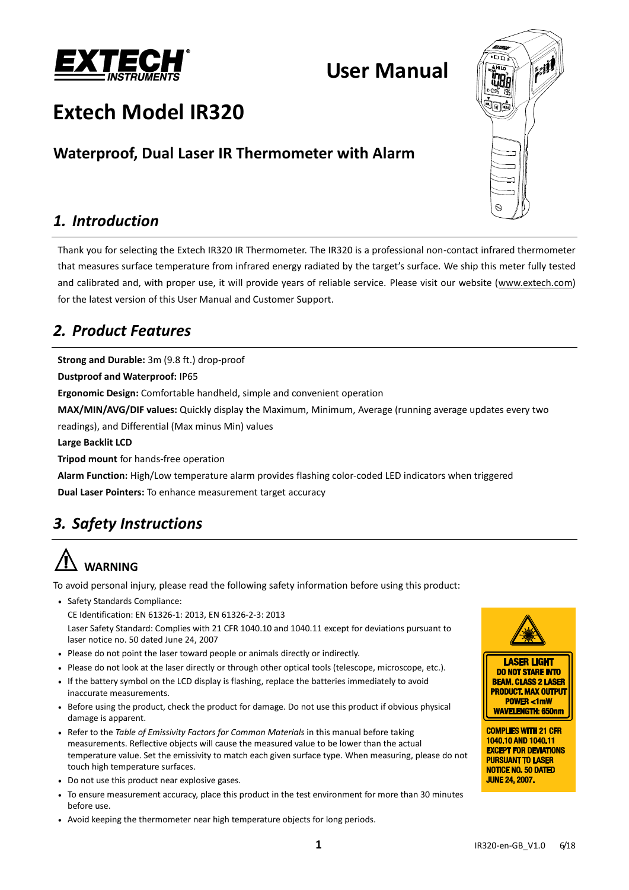# User Manual

# Extech Model IR320

## Waterproof, Dual Laser IR Thermometer with Alarm

## *1. Introduction*

Thank you for selecting the Extech IR320 IR Thermometer. The IR320 is a professional non-contact infrared thermometer that measures surface temperature from infrared energy radiated by the target's surface. We ship this meter fully tested and calibrated and, with proper use, it will provide years of reliable service. Please visit our website (www.extech.com) for the latest version of this User Manual and Customer Support.

## *2. Product Features*

**Strong and Durable:** 3m (9.8 ft.) drop-proof

**Dustproof and Waterproof:** IP65

**Ergonomic Design:** Comfortable handheld, simple and convenient operation

**MAX/MIN/AVG/DIF values:** Quickly display the Maximum, Minimum, Average (running average updates every two readings), and Differential (Max minus Min) values

**Large Backlit LCD**

**Tripod mount** for hands-free operation

**Alarm Function:** High/Low temperature alarm provides flashing color-coded LED indicators when triggered

**Dual Laser Pointers:** To enhance measurement target accuracy

## *3. Safety Instructions*

### ⚠ WARNING

To avoid personal injury, please read the following safety information before using this product:

- Safety Standards Compliance:
  CE Identification: EN 61326-1: 2013, EN 61326-2-3: 2013
  Laser Safety Standard: Complies with 21 CFR 1040.10 and 1040.11 except for deviations pursuant to laser notice no. 50 dated June 24, 2007
- Please do not point the laser toward people or animals directly or indirectly.
- Please do not look at the laser directly or through other optical tools (telescope, microscope, etc.).
- If the battery symbol on the LCD display is flashing, replace the batteries immediately to avoid inaccurate measurements.
- Before using the product, check the product for damage. Do not use this product if obvious physical damage is apparent.
- Refer to the *Table of Emissivity Factors for Common Materials* in this manual before taking measurements. Reflective objects will cause the measured value to be lower than the actual temperature value. Set the emissivity to match each given surface type. When measuring, please do not touch high temperature surfaces.
- Do not use this product near explosive gases.
- To ensure measurement accuracy, place this product in the test environment for more than 30 minutes before use.
- Avoid keeping the thermometer near high temperature objects for long periods.

**LASER LIGHT**
**DO NOT STARE INTO BEAM. CLASS 2 LASER PRODUCT. MAX OUTPUT POWER <1mW WAVELENGTH: 650nm**

**COMPLIES WITH 21 CFR 1040.10 AND 1040.11 EXCEPT FOR DEVIATIONS PURSUANT TO LASER NOTICE NO. 50 DATED JUNE 24, 2007.**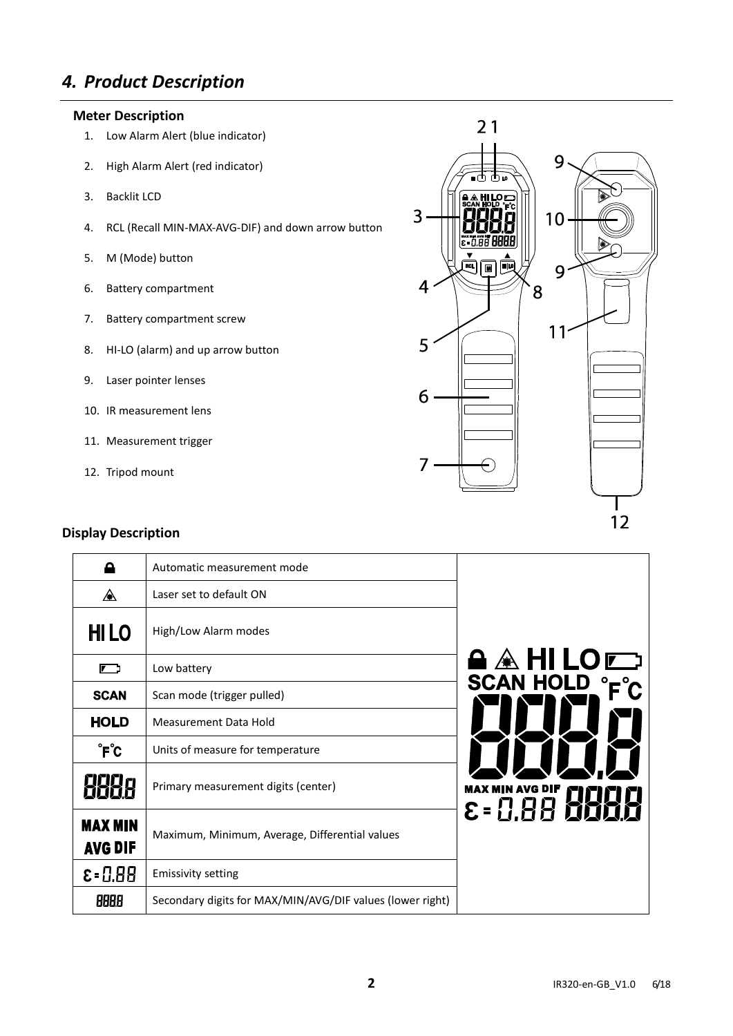## *4. Product Description*

### Meter Description

1. Low Alarm Alert (blue indicator)
2. High Alarm Alert (red indicator)
3. Backlit LCD
4. RCL (Recall MIN-MAX-AVG-DIF) and down arrow button
5. M (Mode) button
6. Battery compartment
7. Battery compartment screw
8. HI-LO (alarm) and up arrow button
9. Laser pointer lenses
10. IR measurement lens
11. Measurement trigger
12. Tripod mount

### Display Description

| Symbol | Description |
|---|---|
| 🔒 | Automatic measurement mode |
| ⚠ | Laser set to default ON |
| HI LO | High/Low Alarm modes |
| (battery) | Low battery |
| SCAN | Scan mode (trigger pulled) |
| HOLD | Measurement Data Hold |
| °F°C | Units of measure for temperature |
| 888.8 | Primary measurement digits (center) |
| MAX MIN AVG DIF | Maximum, Minimum, Average, Differential values |
| ε = 0.88 | Emissivity setting |
| 888.8 | Secondary digits for MAX/MIN/AVG/DIF values (lower right) |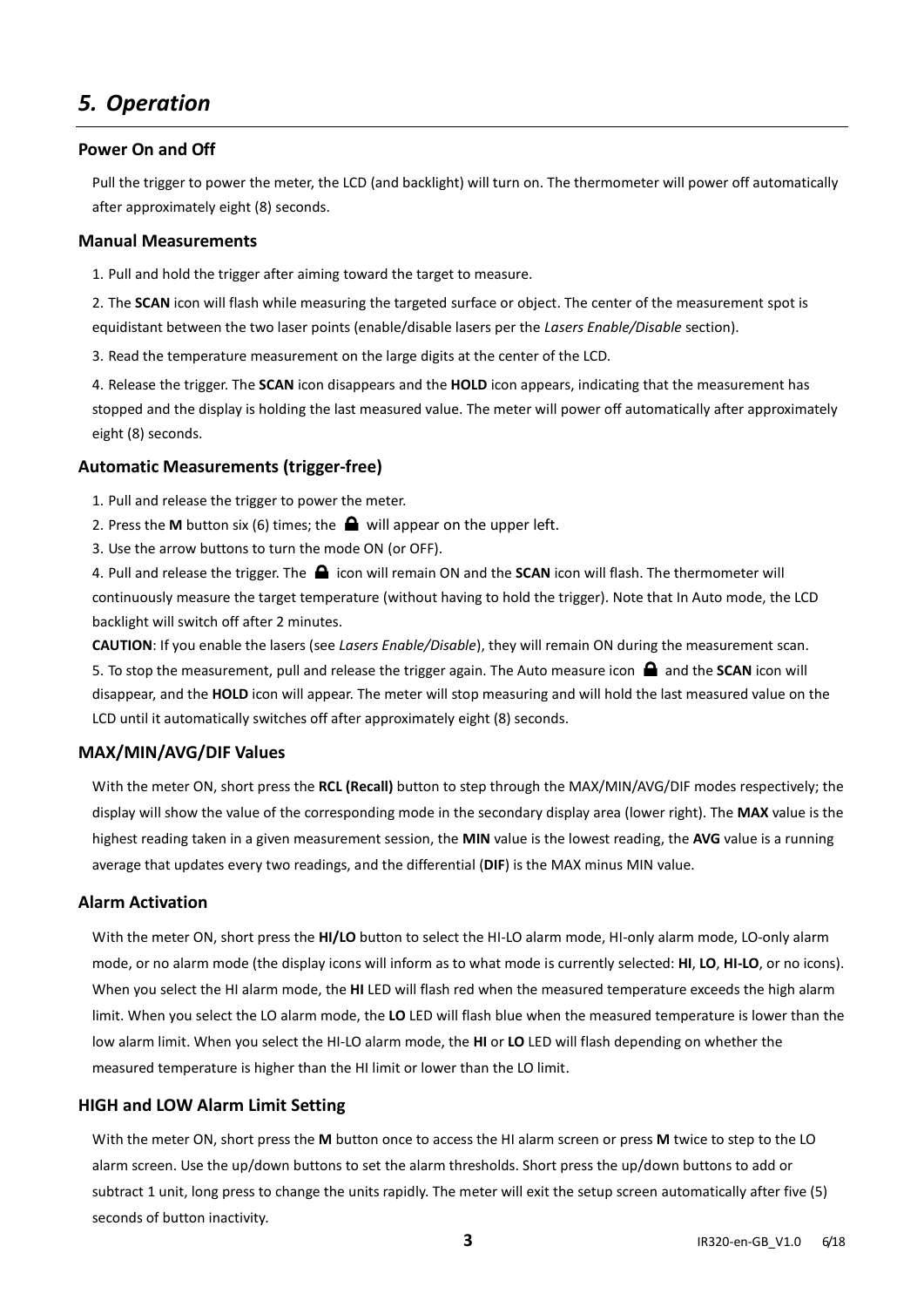# 5. Operation

### Power On and Off

Pull the trigger to power the meter, the LCD (and backlight) will turn on. The thermometer will power off automatically after approximately eight (8) seconds.

### Manual Measurements

1. Pull and hold the trigger after aiming toward the target to measure.

2. The **SCAN** icon will flash while measuring the targeted surface or object. The center of the measurement spot is equidistant between the two laser points (enable/disable lasers per the *Lasers Enable/Disable* section).

3. Read the temperature measurement on the large digits at the center of the LCD.

4. Release the trigger. The **SCAN** icon disappears and the **HOLD** icon appears, indicating that the measurement has stopped and the display is holding the last measured value. The meter will power off automatically after approximately eight (8) seconds.

### Automatic Measurements (trigger-free)

1. Pull and release the trigger to power the meter.

2. Press the **M** button six (6) times; the 🔒 will appear on the upper left.

3. Use the arrow buttons to turn the mode ON (or OFF).

4. Pull and release the trigger. The 🔒 icon will remain ON and the **SCAN** icon will flash. The thermometer will continuously measure the target temperature (without having to hold the trigger). Note that In Auto mode, the LCD backlight will switch off after 2 minutes.

**CAUTION**: If you enable the lasers (see *Lasers Enable/Disable*), they will remain ON during the measurement scan.

5. To stop the measurement, pull and release the trigger again. The Auto measure icon 🔒 and the **SCAN** icon will disappear, and the **HOLD** icon will appear. The meter will stop measuring and will hold the last measured value on the LCD until it automatically switches off after approximately eight (8) seconds.

### MAX/MIN/AVG/DIF Values

With the meter ON, short press the **RCL (Recall)** button to step through the MAX/MIN/AVG/DIF modes respectively; the display will show the value of the corresponding mode in the secondary display area (lower right). The **MAX** value is the highest reading taken in a given measurement session, the **MIN** value is the lowest reading, the **AVG** value is a running average that updates every two readings, and the differential (**DIF**) is the MAX minus MIN value.

### Alarm Activation

With the meter ON, short press the **HI/LO** button to select the HI-LO alarm mode, HI-only alarm mode, LO-only alarm mode, or no alarm mode (the display icons will inform as to what mode is currently selected: **HI**, **LO**, **HI-LO**, or no icons). When you select the HI alarm mode, the **HI** LED will flash red when the measured temperature exceeds the high alarm limit. When you select the LO alarm mode, the **LO** LED will flash blue when the measured temperature is lower than the low alarm limit. When you select the HI-LO alarm mode, the **HI** or **LO** LED will flash depending on whether the measured temperature is higher than the HI limit or lower than the LO limit.

### HIGH and LOW Alarm Limit Setting

With the meter ON, short press the **M** button once to access the HI alarm screen or press **M** twice to step to the LO alarm screen. Use the up/down buttons to set the alarm thresholds. Short press the up/down buttons to add or subtract 1 unit, long press to change the units rapidly. The meter will exit the setup screen automatically after five (5) seconds of button inactivity.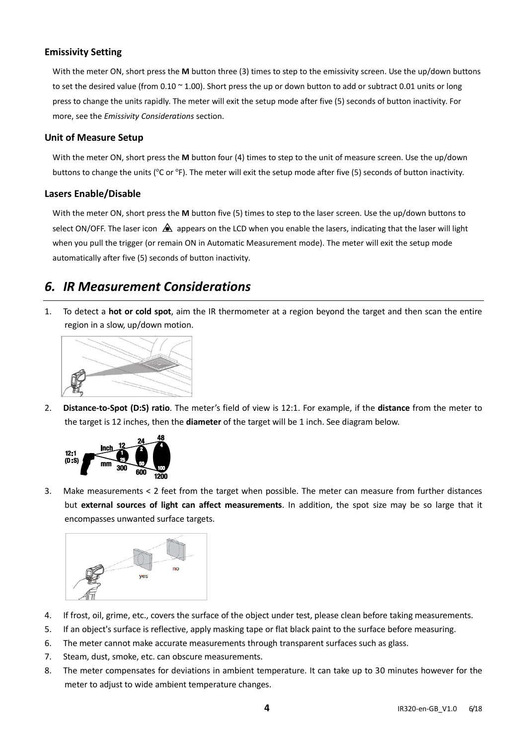### Emissivity Setting

With the meter ON, short press the **M** button three (3) times to step to the emissivity screen. Use the up/down buttons to set the desired value (from 0.10 ~ 1.00). Short press the up or down button to add or subtract 0.01 units or long press to change the units rapidly. The meter will exit the setup mode after five (5) seconds of button inactivity. For more, see the *Emissivity Considerations* section.

### Unit of Measure Setup

With the meter ON, short press the **M** button four (4) times to step to the unit of measure screen. Use the up/down buttons to change the units (°C or °F). The meter will exit the setup mode after five (5) seconds of button inactivity.

### Lasers Enable/Disable

With the meter ON, short press the **M** button five (5) times to step to the laser screen. Use the up/down buttons to select ON/OFF. The laser icon appears on the LCD when you enable the lasers, indicating that the laser will light when you pull the trigger (or remain ON in Automatic Measurement mode). The meter will exit the setup mode automatically after five (5) seconds of button inactivity.

## *6. IR Measurement Considerations*

1. To detect a **hot or cold spot**, aim the IR thermometer at a region beyond the target and then scan the entire region in a slow, up/down motion.
2. **Distance-to-Spot (D:S) ratio**. The meter's field of view is 12:1. For example, if the **distance** from the meter to the target is 12 inches, then the **diameter** of the target will be 1 inch. See diagram below.
3. Make measurements < 2 feet from the target when possible. The meter can measure from further distances but **external sources of light can affect measurements**. In addition, the spot size may be so large that it encompasses unwanted surface targets.
4. If frost, oil, grime, etc., covers the surface of the object under test, please clean before taking measurements.
5. If an object's surface is reflective, apply masking tape or flat black paint to the surface before measuring.
6. The meter cannot make accurate measurements through transparent surfaces such as glass.
7. Steam, dust, smoke, etc. can obscure measurements.
8. The meter compensates for deviations in ambient temperature. It can take up to 30 minutes however for the meter to adjust to wide ambient temperature changes.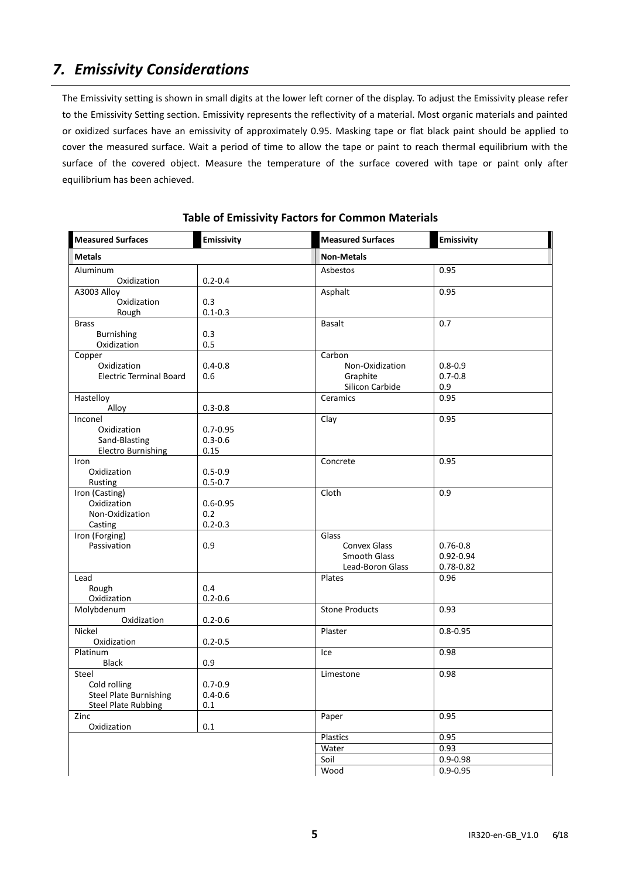## *7. Emissivity Considerations*

The Emissivity setting is shown in small digits at the lower left corner of the display. To adjust the Emissivity please refer to the Emissivity Setting section. Emissivity represents the reflectivity of a material. Most organic materials and painted or oxidized surfaces have an emissivity of approximately 0.95. Masking tape or flat black paint should be applied to cover the measured surface. Wait a period of time to allow the tape or paint to reach thermal equilibrium with the surface of the covered object. Measure the temperature of the surface covered with tape or paint only after equilibrium has been achieved.

**Table of Emissivity Factors for Common Materials**

| Measured Surfaces | Emissivity | Measured Surfaces | Emissivity |
|---|---|---|---|
| **Metals** | | **Non-Metals** | |
| Aluminum<br>Oxidization | <br>0.2-0.4 | Asbestos | 0.95 |
| A3003 Alloy<br>Oxidization<br>Rough | <br>0.3<br>0.1-0.3 | Asphalt | 0.95 |
| Brass<br>Burnishing<br>Oxidization | <br>0.3<br>0.5 | Basalt | 0.7 |
| Copper<br>Oxidization<br>Electric Terminal Board | <br>0.4-0.8<br>0.6 | Carbon<br>Non-Oxidization<br>Graphite<br>Silicon Carbide | <br>0.8-0.9<br>0.7-0.8<br>0.9 |
| Hastelloy<br>Alloy | <br>0.3-0.8 | Ceramics | 0.95 |
| Inconel<br>Oxidization<br>Sand-Blasting<br>Electro Burnishing | <br>0.7-0.95<br>0.3-0.6<br>0.15 | Clay | 0.95 |
| Iron<br>Oxidization<br>Rusting | <br>0.5-0.9<br>0.5-0.7 | Concrete | 0.95 |
| Iron (Casting)<br>Oxidization<br>Non-Oxidization<br>Casting | <br>0.6-0.95<br>0.2<br>0.2-0.3 | Cloth | 0.9 |
| Iron (Forging)<br>Passivation | <br>0.9 | Glass<br>Convex Glass<br>Smooth Glass<br>Lead-Boron Glass | <br>0.76-0.8<br>0.92-0.94<br>0.78-0.82 |
| Lead<br>Rough<br>Oxidization | <br>0.4<br>0.2-0.6 | Plates | 0.96 |
| Molybdenum<br>Oxidization | <br>0.2-0.6 | Stone Products | 0.93 |
| Nickel<br>Oxidization | <br>0.2-0.5 | Plaster | 0.8-0.95 |
| Platinum<br>Black | <br>0.9 | Ice | 0.98 |
| Steel<br>Cold rolling<br>Steel Plate Burnishing<br>Steel Plate Rubbing | <br>0.7-0.9<br>0.4-0.6<br>0.1 | Limestone | 0.98 |
| Zinc<br>Oxidization | <br>0.1 | Paper | 0.95 |
| | | Plastics | 0.95 |
| | | Water | 0.93 |
| | | Soil | 0.9-0.98 |
| | | Wood | 0.9-0.95 |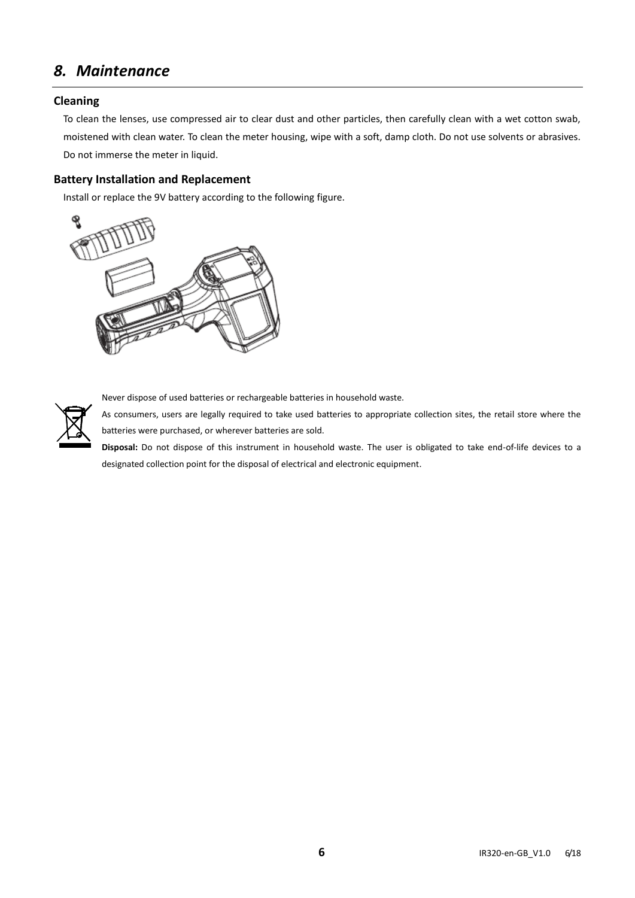# *8. Maintenance*

## Cleaning

To clean the lenses, use compressed air to clear dust and other particles, then carefully clean with a wet cotton swab, moistened with clean water. To clean the meter housing, wipe with a soft, damp cloth. Do not use solvents or abrasives. Do not immerse the meter in liquid.

## Battery Installation and Replacement

Install or replace the 9V battery according to the following figure.

Never dispose of used batteries or rechargeable batteries in household waste.

As consumers, users are legally required to take used batteries to appropriate collection sites, the retail store where the batteries were purchased, or wherever batteries are sold.

**Disposal:** Do not dispose of this instrument in household waste. The user is obligated to take end-of-life devices to a designated collection point for the disposal of electrical and electronic equipment.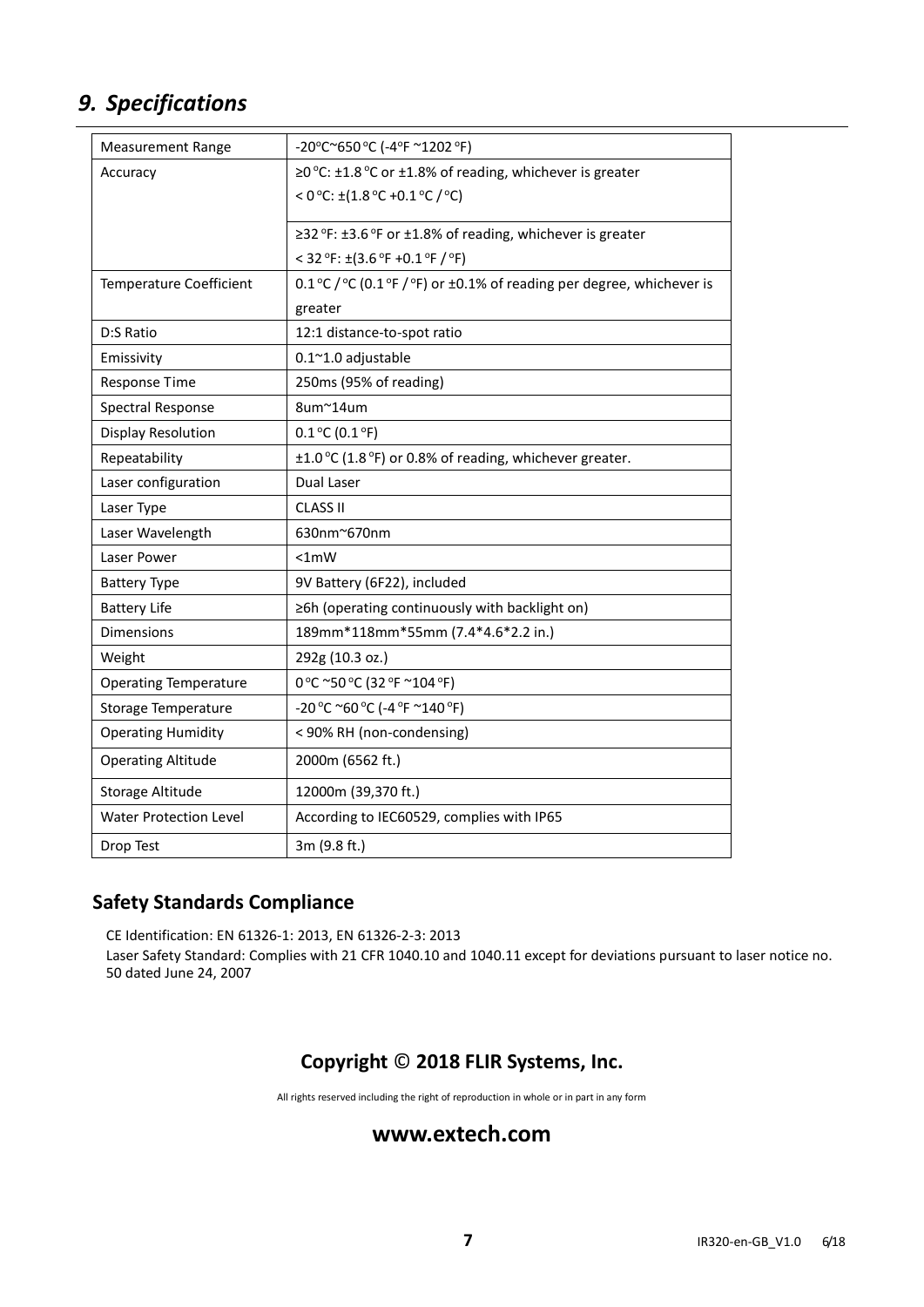# 9. Specifications

| | |
|---|---|
| Measurement Range | -20°C~650°C (-4°F ~1202°F) |
| Accuracy | ≥0°C: ±1.8°C or ±1.8% of reading, whichever is greater<br>< 0°C: ±(1.8°C +0.1°C / °C)<br><br>≥32°F: ±3.6°F or ±1.8% of reading, whichever is greater<br>< 32°F: ±(3.6°F +0.1°F / °F) |
| Temperature Coefficient | 0.1°C / °C (0.1°F / °F) or ±0.1% of reading per degree, whichever is greater |
| D:S Ratio | 12:1 distance-to-spot ratio |
| Emissivity | 0.1~1.0 adjustable |
| Response Time | 250ms (95% of reading) |
| Spectral Response | 8um~14um |
| Display Resolution | 0.1°C (0.1°F) |
| Repeatability | ±1.0°C (1.8°F) or 0.8% of reading, whichever greater. |
| Laser configuration | Dual Laser |
| Laser Type | CLASS II |
| Laser Wavelength | 630nm~670nm |
| Laser Power | <1mW |
| Battery Type | 9V Battery (6F22), included |
| Battery Life | ≥6h (operating continuously with backlight on) |
| Dimensions | 189mm*118mm*55mm (7.4*4.6*2.2 in.) |
| Weight | 292g (10.3 oz.) |
| Operating Temperature | 0°C ~50°C (32°F ~104°F) |
| Storage Temperature | -20°C ~60°C (-4°F ~140°F) |
| Operating Humidity | < 90% RH (non-condensing) |
| Operating Altitude | 2000m (6562 ft.) |
| Storage Altitude | 12000m (39,370 ft.) |
| Water Protection Level | According to IEC60529, complies with IP65 |
| Drop Test | 3m (9.8 ft.) |

## Safety Standards Compliance

CE Identification: EN 61326-1: 2013, EN 61326-2-3: 2013

Laser Safety Standard: Complies with 21 CFR 1040.10 and 1040.11 except for deviations pursuant to laser notice no. 50 dated June 24, 2007

**Copyright © 2018 FLIR Systems, Inc.**

All rights reserved including the right of reproduction in whole or in part in any form

**www.extech.com**